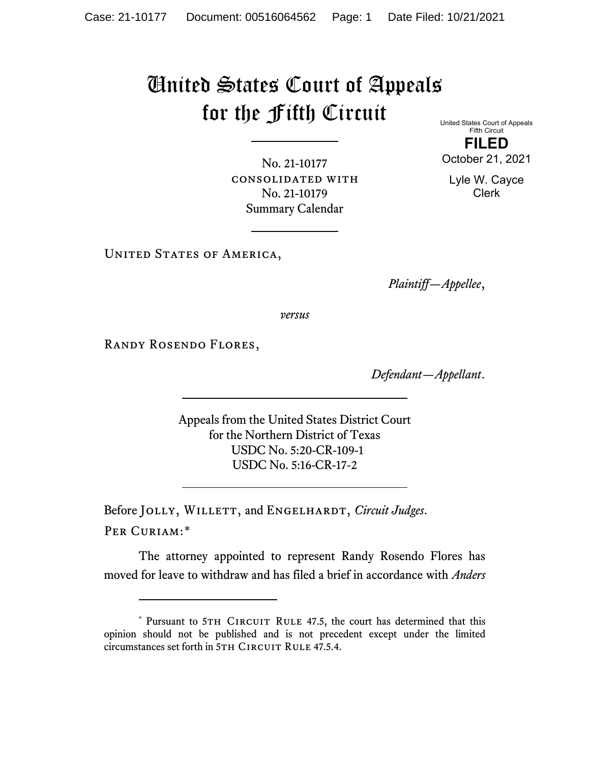# United States Court of Appeals for the Fifth Circuit

United States Court of Appeals
Fifth Circuit

**FILED**

October 21, 2021

Lyle W. Cayce
Clerk

No. 21-10177
CONSOLIDATED WITH
No. 21-10179
Summary Calendar

---

UNITED STATES OF AMERICA,

*Plaintiff—Appellee*,

*versus*

RANDY ROSENDO FLORES,

*Defendant—Appellant*.

---

Appeals from the United States District Court
for the Northern District of Texas
USDC No. 5:20-CR-109-1
USDC No. 5:16-CR-17-2

---

Before JOLLY, WILLETT, and ENGELHARDT, *Circuit Judges*.

PER CURIAM:*

The attorney appointed to represent Randy Rosendo Flores has moved for leave to withdraw and has filed a brief in accordance with *Anders*

---

\* Pursuant to 5TH CIRCUIT RULE 47.5, the court has determined that this opinion should not be published and is not precedent except under the limited circumstances set forth in 5TH CIRCUIT RULE 47.5.4.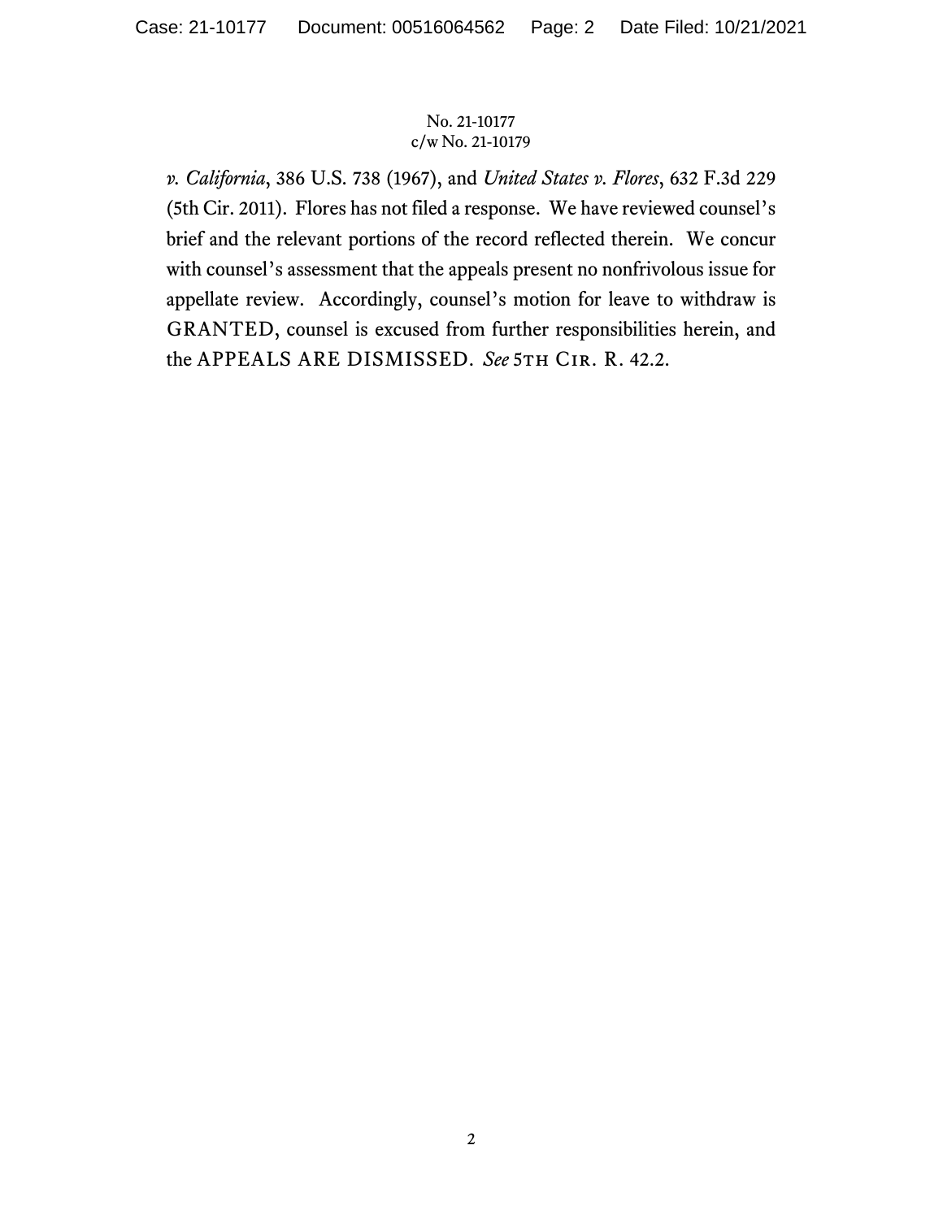*v. California*, 386 U.S. 738 (1967), and *United States v. Flores*, 632 F.3d 229 (5th Cir. 2011). Flores has not filed a response. We have reviewed counsel's brief and the relevant portions of the record reflected therein. We concur with counsel's assessment that the appeals present no nonfrivolous issue for appellate review. Accordingly, counsel's motion for leave to withdraw is GRANTED, counsel is excused from further responsibilities herein, and the APPEALS ARE DISMISSED. *See* 5TH CIR. R. 42.2.